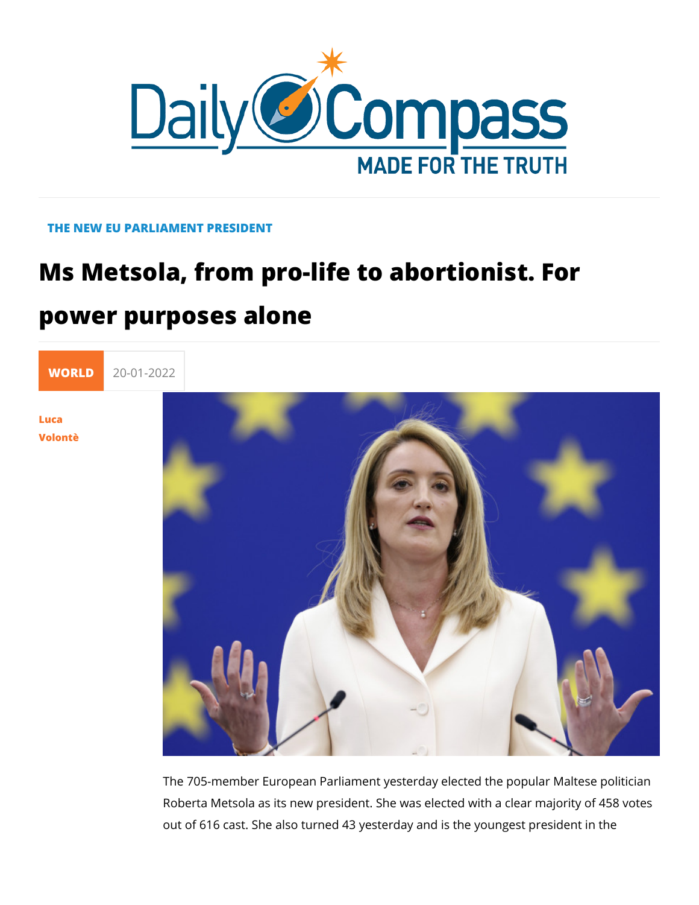THE NEW EU PARLIAMENT PRESIDENT

# Ms Metsola, from pro-life to abortionist. For power purposes alone

WORLD 20-01-2022

Luca Volontè

The 705-member European Parliament yesterday elected the popular Maltese politician Roberta Metsola as its new president. She was elected with a clear majority of 458 votes out of 616 cast. She also turned 43 yesterday and is the youngest president in the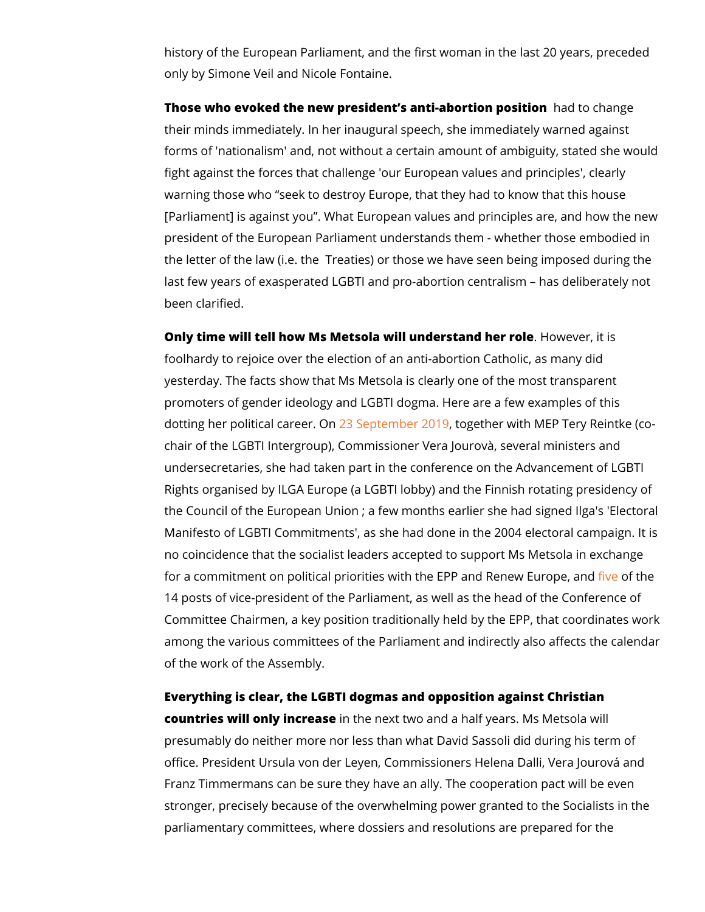history of the European Parliament, and the first woman in the last 20 years, preceded only by Simone Veil and Nicole Fontaine.

**Those who evoked the new president's anti-abortion position** had to change their minds immediately. In her inaugural speech, she immediately warned against forms of 'nationalism' and, not without a certain amount of ambiguity, stated she would fight against the forces that challenge 'our European values and principles', clearly warning those who "seek to destroy Europe, that they had to know that this house [Parliament] is against you". What European values and principles are, and how the new president of the European Parliament understands them - whether those embodied in the letter of the law (i.e. the Treaties) or those we have seen being imposed during the last few years of exasperated LGBTI and pro-abortion centralism – has deliberately not been clarified.

**Only time will tell how Ms Metsola will understand her role**. However, it is foolhardy to rejoice over the election of an anti-abortion Catholic, as many did yesterday. The facts show that Ms Metsola is clearly one of the most transparent promoters of gender ideology and LGBTI dogma. Here are a few examples of this dotting her political career. On 23 September 2019, together with MEP Tery Reintke (co-chair of the LGBTI Intergroup), Commissioner Vera Jourovà, several ministers and undersecretaries, she had taken part in the conference on the Advancement of LGBTI Rights organised by ILGA Europe (a LGBTI lobby) and the Finnish rotating presidency of the Council of the European Union ; a few months earlier she had signed Ilga's 'Electoral Manifesto of LGBTI Commitments', as she had done in the 2004 electoral campaign. It is no coincidence that the socialist leaders accepted to support Ms Metsola in exchange for a commitment on political priorities with the EPP and Renew Europe, and five of the 14 posts of vice-president of the Parliament, as well as the head of the Conference of Committee Chairmen, a key position traditionally held by the EPP, that coordinates work among the various committees of the Parliament and indirectly also affects the calendar of the work of the Assembly.

**Everything is clear, the LGBTI dogmas and opposition against Christian countries will only increase** in the next two and a half years. Ms Metsola will presumably do neither more nor less than what David Sassoli did during his term of office. President Ursula von der Leyen, Commissioners Helena Dalli, Vera Jourová and Franz Timmermans can be sure they have an ally. The cooperation pact will be even stronger, precisely because of the overwhelming power granted to the Socialists in the parliamentary committees, where dossiers and resolutions are prepared for the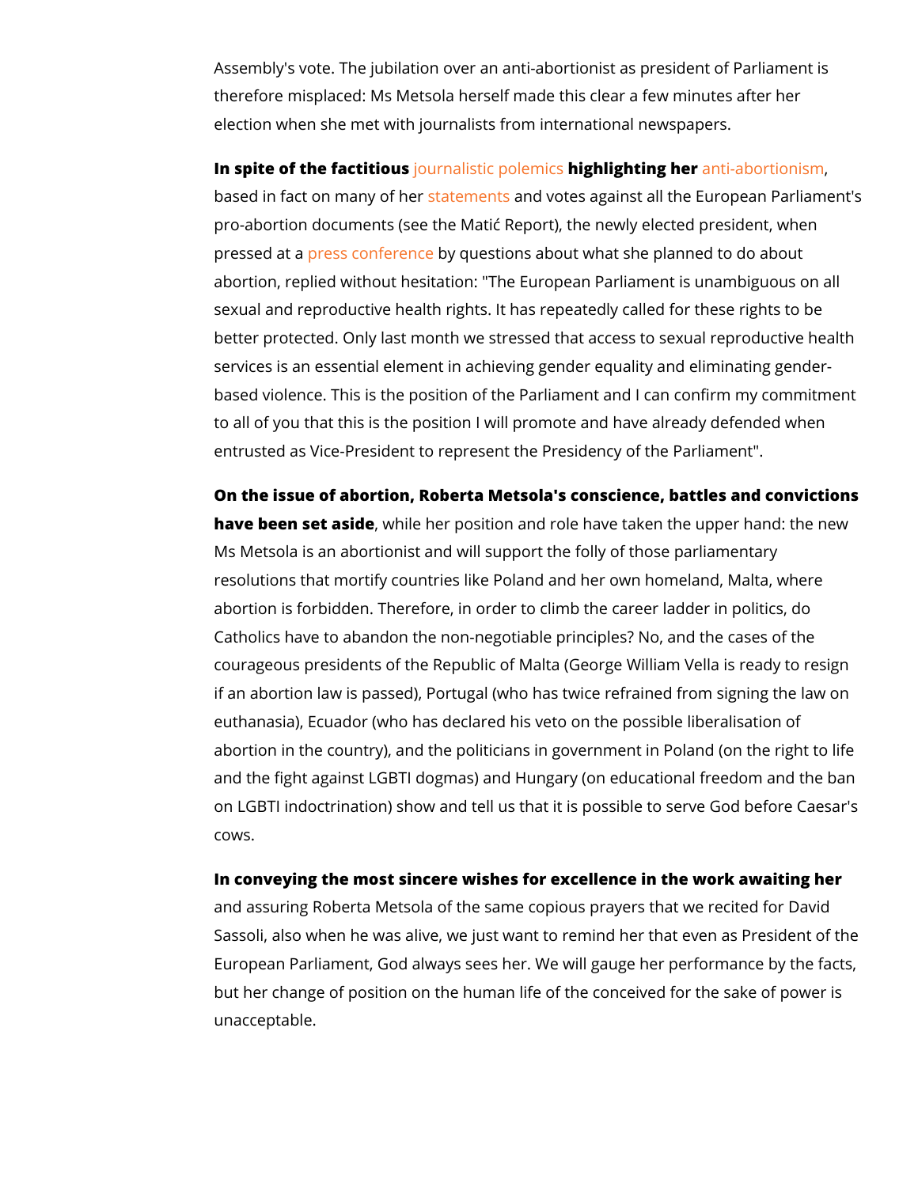Assembly's vote. The jubilation over an anti-abortionist as president of Parliament is therefore misplaced: Ms Metsola herself made this clear a few minutes after her election when she met with journalists from international newspapers.

**In spite of the factitious** journalistic polemics **highlighting her** anti-abortionism, based in fact on many of her statements and votes against all the European Parliament's pro-abortion documents (see the Matić Report), the newly elected president, when pressed at a press conference by questions about what she planned to do about abortion, replied without hesitation: "The European Parliament is unambiguous on all sexual and reproductive health rights. It has repeatedly called for these rights to be better protected. Only last month we stressed that access to sexual reproductive health services is an essential element in achieving gender equality and eliminating gender-based violence. This is the position of the Parliament and I can confirm my commitment to all of you that this is the position I will promote and have already defended when entrusted as Vice-President to represent the Presidency of the Parliament".

**On the issue of abortion, Roberta Metsola's conscience, battles and convictions have been set aside**, while her position and role have taken the upper hand: the new Ms Metsola is an abortionist and will support the folly of those parliamentary resolutions that mortify countries like Poland and her own homeland, Malta, where abortion is forbidden. Therefore, in order to climb the career ladder in politics, do Catholics have to abandon the non-negotiable principles? No, and the cases of the courageous presidents of the Republic of Malta (George William Vella is ready to resign if an abortion law is passed), Portugal (who has twice refrained from signing the law on euthanasia), Ecuador (who has declared his veto on the possible liberalisation of abortion in the country), and the politicians in government in Poland (on the right to life and the fight against LGBTI dogmas) and Hungary (on educational freedom and the ban on LGBTI indoctrination) show and tell us that it is possible to serve God before Caesar's cows.

**In conveying the most sincere wishes for excellence in the work awaiting her** and assuring Roberta Metsola of the same copious prayers that we recited for David Sassoli, also when he was alive, we just want to remind her that even as President of the European Parliament, God always sees her. We will gauge her performance by the facts, but her change of position on the human life of the conceived for the sake of power is unacceptable.